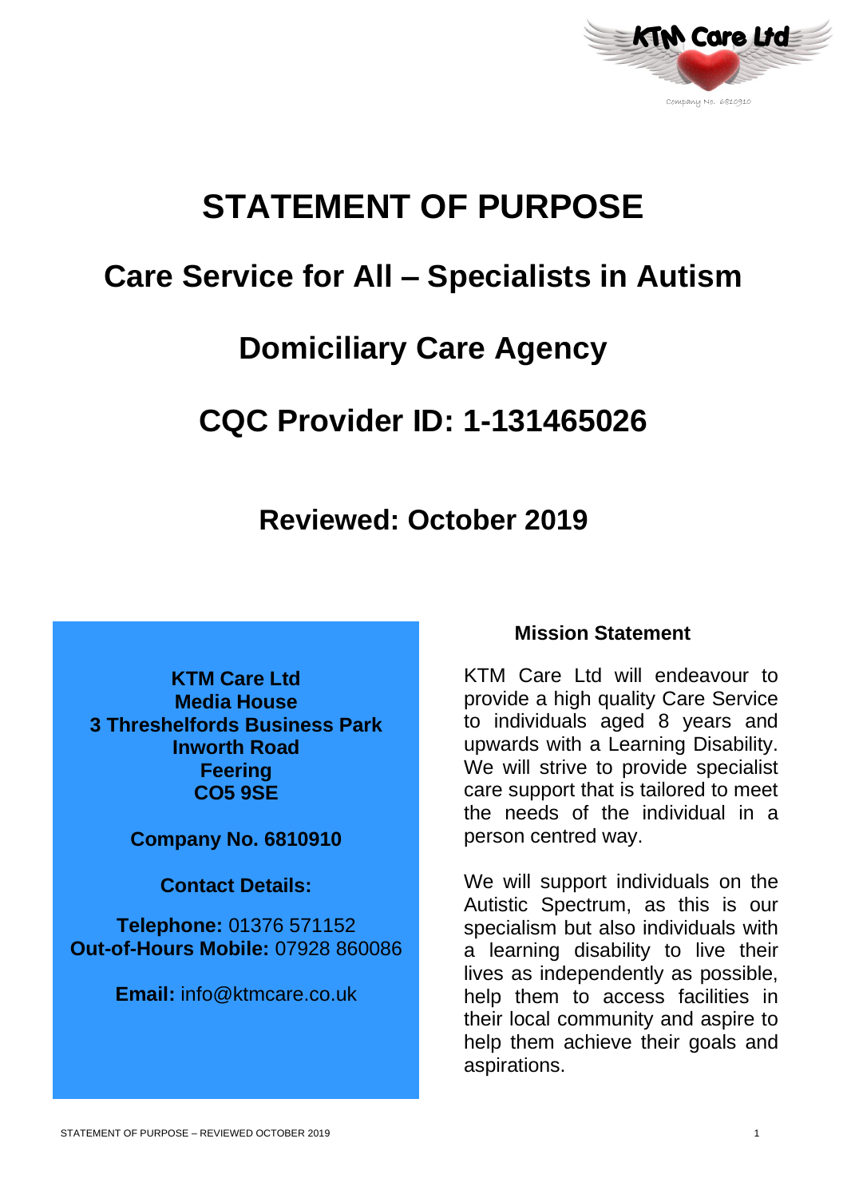# STATEMENT OF PURPOSE

## Care Service for All – Specialists in Autism

## Domiciliary Care Agency

## CQC Provider ID: 1-131465026

## Reviewed: October 2019

**KTM Care Ltd**
**Media House**
**3 Threshelfords Business Park**
**Inworth Road**
**Feering**
**CO5 9SE**

**Company No. 6810910**

**Contact Details:**

**Telephone:** 01376 571152
**Out-of-Hours Mobile:** 07928 860086

**Email:** info@ktmcare.co.uk

### Mission Statement

KTM Care Ltd will endeavour to provide a high quality Care Service to individuals aged 8 years and upwards with a Learning Disability. We will strive to provide specialist care support that is tailored to meet the needs of the individual in a person centred way.

We will support individuals on the Autistic Spectrum, as this is our specialism but also individuals with a learning disability to live their lives as independently as possible, help them to access facilities in their local community and aspire to help them achieve their goals and aspirations.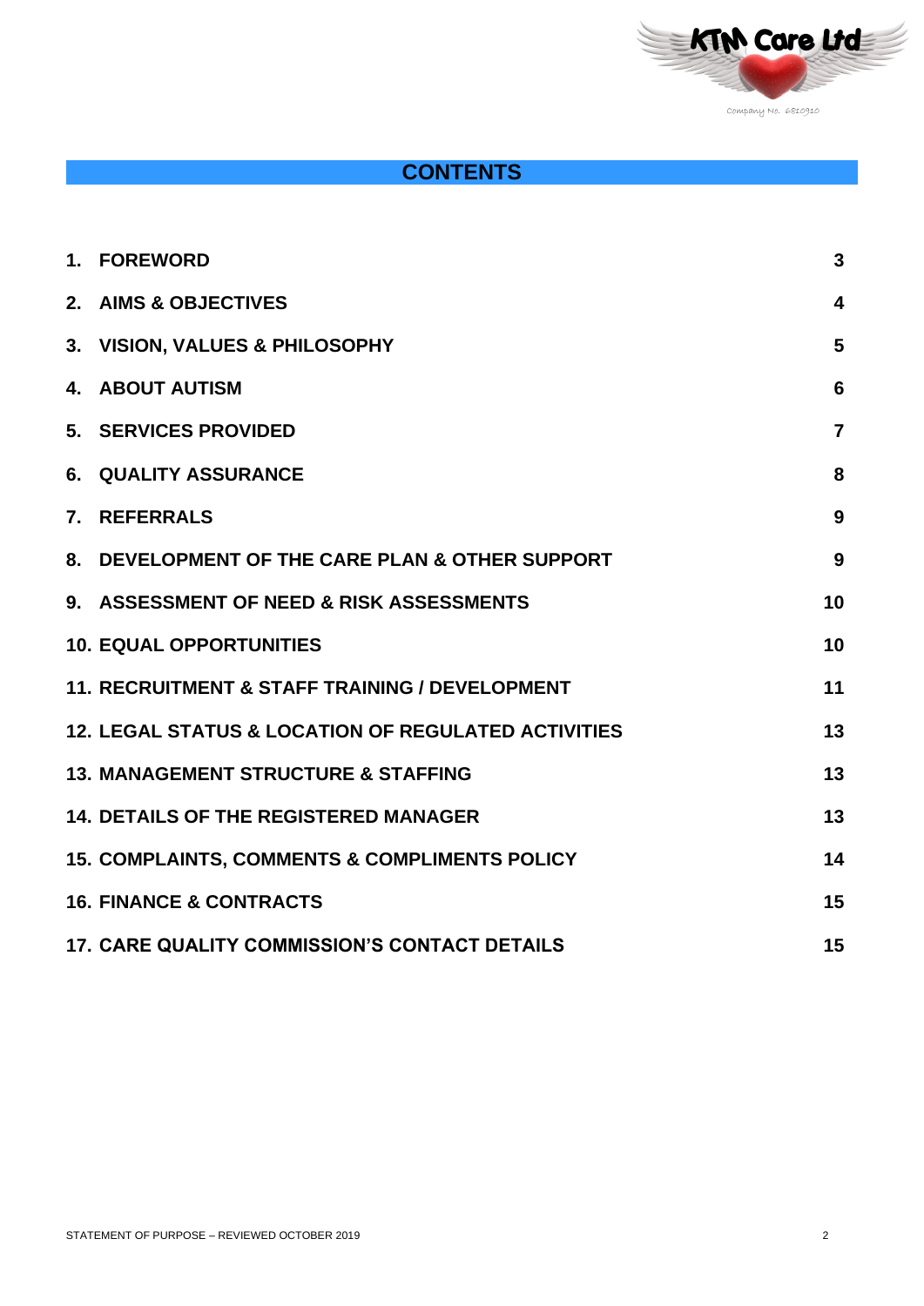# CONTENTS

| | |
|---|---|
| 1. FOREWORD | 3 |
| 2. AIMS & OBJECTIVES | 4 |
| 3. VISION, VALUES & PHILOSOPHY | 5 |
| 4. ABOUT AUTISM | 6 |
| 5. SERVICES PROVIDED | 7 |
| 6. QUALITY ASSURANCE | 8 |
| 7. REFERRALS | 9 |
| 8. DEVELOPMENT OF THE CARE PLAN & OTHER SUPPORT | 9 |
| 9. ASSESSMENT OF NEED & RISK ASSESSMENTS | 10 |
| 10. EQUAL OPPORTUNITIES | 10 |
| 11. RECRUITMENT & STAFF TRAINING / DEVELOPMENT | 11 |
| 12. LEGAL STATUS & LOCATION OF REGULATED ACTIVITIES | 13 |
| 13. MANAGEMENT STRUCTURE & STAFFING | 13 |
| 14. DETAILS OF THE REGISTERED MANAGER | 13 |
| 15. COMPLAINTS, COMMENTS & COMPLIMENTS POLICY | 14 |
| 16. FINANCE & CONTRACTS | 15 |
| 17. CARE QUALITY COMMISSION'S CONTACT DETAILS | 15 |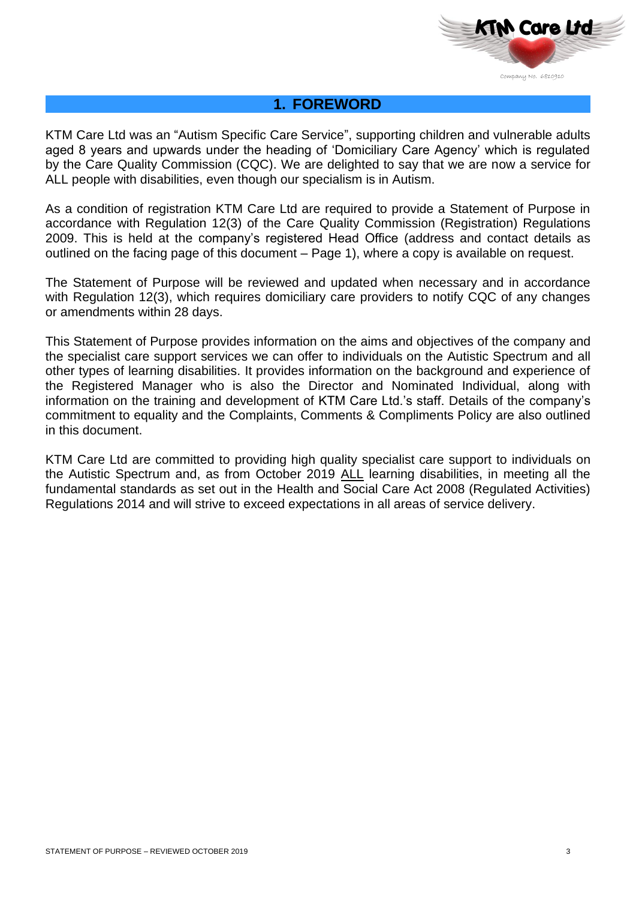# 1. FOREWORD

KTM Care Ltd was an "Autism Specific Care Service", supporting children and vulnerable adults aged 8 years and upwards under the heading of 'Domiciliary Care Agency' which is regulated by the Care Quality Commission (CQC). We are delighted to say that we are now a service for ALL people with disabilities, even though our specialism is in Autism.

As a condition of registration KTM Care Ltd are required to provide a Statement of Purpose in accordance with Regulation 12(3) of the Care Quality Commission (Registration) Regulations 2009. This is held at the company's registered Head Office (address and contact details as outlined on the facing page of this document – Page 1), where a copy is available on request.

The Statement of Purpose will be reviewed and updated when necessary and in accordance with Regulation 12(3), which requires domiciliary care providers to notify CQC of any changes or amendments within 28 days.

This Statement of Purpose provides information on the aims and objectives of the company and the specialist care support services we can offer to individuals on the Autistic Spectrum and all other types of learning disabilities. It provides information on the background and experience of the Registered Manager who is also the Director and Nominated Individual, along with information on the training and development of KTM Care Ltd.'s staff. Details of the company's commitment to equality and the Complaints, Comments & Compliments Policy are also outlined in this document.

KTM Care Ltd are committed to providing high quality specialist care support to individuals on the Autistic Spectrum and, as from October 2019 ALL learning disabilities, in meeting all the fundamental standards as set out in the Health and Social Care Act 2008 (Regulated Activities) Regulations 2014 and will strive to exceed expectations in all areas of service delivery.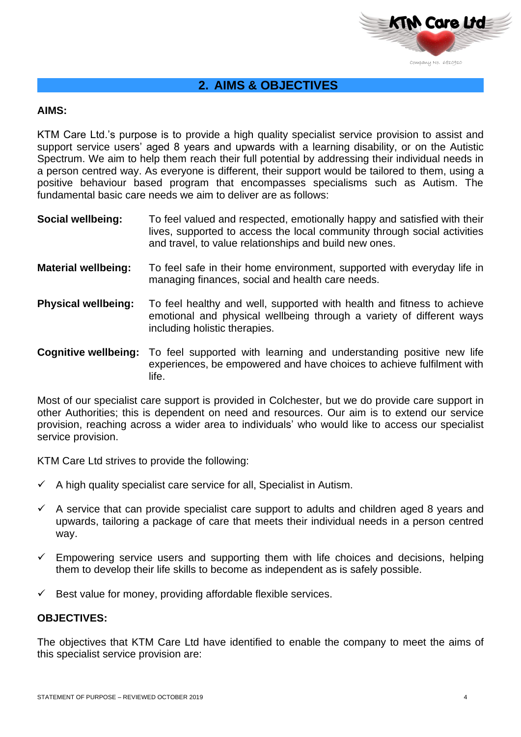## 2. AIMS & OBJECTIVES

**AIMS:**

KTM Care Ltd.'s purpose is to provide a high quality specialist service provision to assist and support service users' aged 8 years and upwards with a learning disability, or on the Autistic Spectrum. We aim to help them reach their full potential by addressing their individual needs in a person centred way. As everyone is different, their support would be tailored to them, using a positive behaviour based program that encompasses specialisms such as Autism. The fundamental basic care needs we aim to deliver are as follows:

**Social wellbeing:** To feel valued and respected, emotionally happy and satisfied with their lives, supported to access the local community through social activities and travel, to value relationships and build new ones.

**Material wellbeing:** To feel safe in their home environment, supported with everyday life in managing finances, social and health care needs.

**Physical wellbeing:** To feel healthy and well, supported with health and fitness to achieve emotional and physical wellbeing through a variety of different ways including holistic therapies.

**Cognitive wellbeing:** To feel supported with learning and understanding positive new life experiences, be empowered and have choices to achieve fulfilment with life.

Most of our specialist care support is provided in Colchester, but we do provide care support in other Authorities; this is dependent on need and resources. Our aim is to extend our service provision, reaching across a wider area to individuals' who would like to access our specialist service provision.

KTM Care Ltd strives to provide the following:

- ✓ A high quality specialist care service for all, Specialist in Autism.
- ✓ A service that can provide specialist care support to adults and children aged 8 years and upwards, tailoring a package of care that meets their individual needs in a person centred way.
- ✓ Empowering service users and supporting them with life choices and decisions, helping them to develop their life skills to become as independent as is safely possible.
- ✓ Best value for money, providing affordable flexible services.

**OBJECTIVES:**

The objectives that KTM Care Ltd have identified to enable the company to meet the aims of this specialist service provision are: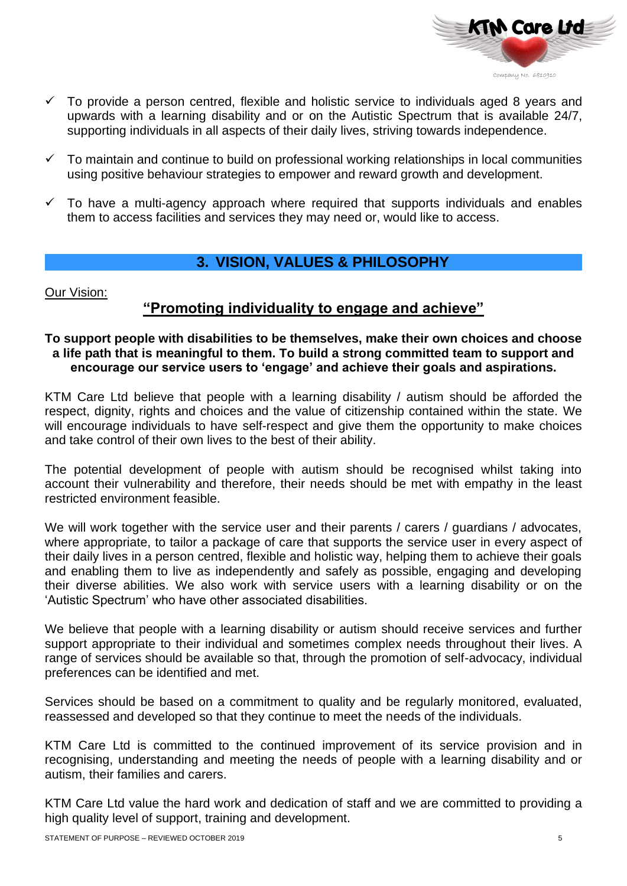- ✓ To provide a person centred, flexible and holistic service to individuals aged 8 years and upwards with a learning disability and or on the Autistic Spectrum that is available 24/7, supporting individuals in all aspects of their daily lives, striving towards independence.
- ✓ To maintain and continue to build on professional working relationships in local communities using positive behaviour strategies to empower and reward growth and development.
- ✓ To have a multi-agency approach where required that supports individuals and enables them to access facilities and services they may need or, would like to access.

## 3. VISION, VALUES & PHILOSOPHY

Our Vision:

### "Promoting individuality to engage and achieve"

**To support people with disabilities to be themselves, make their own choices and choose a life path that is meaningful to them. To build a strong committed team to support and encourage our service users to 'engage' and achieve their goals and aspirations.**

KTM Care Ltd believe that people with a learning disability / autism should be afforded the respect, dignity, rights and choices and the value of citizenship contained within the state. We will encourage individuals to have self-respect and give them the opportunity to make choices and take control of their own lives to the best of their ability.

The potential development of people with autism should be recognised whilst taking into account their vulnerability and therefore, their needs should be met with empathy in the least restricted environment feasible.

We will work together with the service user and their parents / carers / guardians / advocates, where appropriate, to tailor a package of care that supports the service user in every aspect of their daily lives in a person centred, flexible and holistic way, helping them to achieve their goals and enabling them to live as independently and safely as possible, engaging and developing their diverse abilities. We also work with service users with a learning disability or on the 'Autistic Spectrum' who have other associated disabilities.

We believe that people with a learning disability or autism should receive services and further support appropriate to their individual and sometimes complex needs throughout their lives. A range of services should be available so that, through the promotion of self-advocacy, individual preferences can be identified and met.

Services should be based on a commitment to quality and be regularly monitored, evaluated, reassessed and developed so that they continue to meet the needs of the individuals.

KTM Care Ltd is committed to the continued improvement of its service provision and in recognising, understanding and meeting the needs of people with a learning disability and or autism, their families and carers.

KTM Care Ltd value the hard work and dedication of staff and we are committed to providing a high quality level of support, training and development.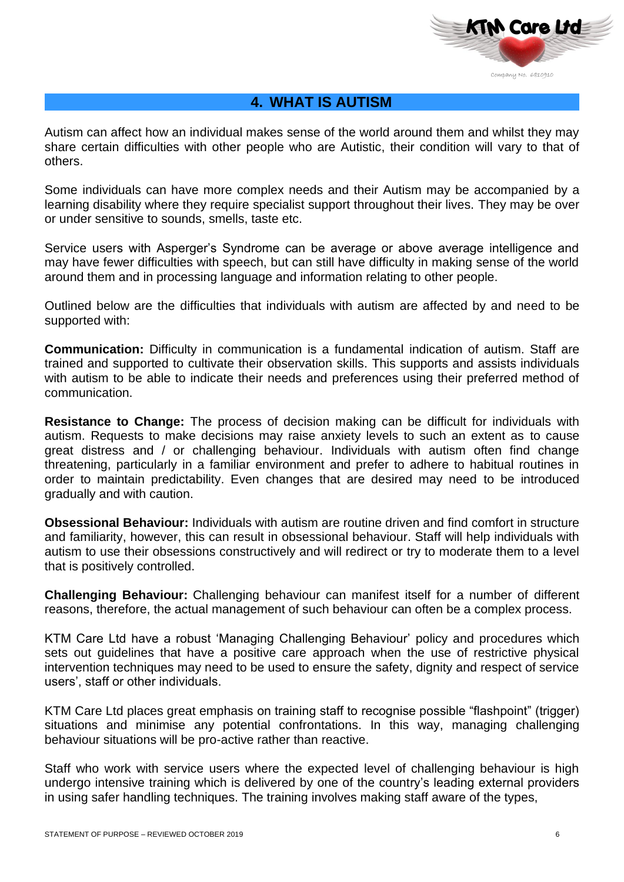## 4. WHAT IS AUTISM

Autism can affect how an individual makes sense of the world around them and whilst they may share certain difficulties with other people who are Autistic, their condition will vary to that of others.

Some individuals can have more complex needs and their Autism may be accompanied by a learning disability where they require specialist support throughout their lives. They may be over or under sensitive to sounds, smells, taste etc.

Service users with Asperger's Syndrome can be average or above average intelligence and may have fewer difficulties with speech, but can still have difficulty in making sense of the world around them and in processing language and information relating to other people.

Outlined below are the difficulties that individuals with autism are affected by and need to be supported with:

**Communication:** Difficulty in communication is a fundamental indication of autism. Staff are trained and supported to cultivate their observation skills. This supports and assists individuals with autism to be able to indicate their needs and preferences using their preferred method of communication.

**Resistance to Change:** The process of decision making can be difficult for individuals with autism. Requests to make decisions may raise anxiety levels to such an extent as to cause great distress and / or challenging behaviour. Individuals with autism often find change threatening, particularly in a familiar environment and prefer to adhere to habitual routines in order to maintain predictability. Even changes that are desired may need to be introduced gradually and with caution.

**Obsessional Behaviour:** Individuals with autism are routine driven and find comfort in structure and familiarity, however, this can result in obsessional behaviour. Staff will help individuals with autism to use their obsessions constructively and will redirect or try to moderate them to a level that is positively controlled.

**Challenging Behaviour:** Challenging behaviour can manifest itself for a number of different reasons, therefore, the actual management of such behaviour can often be a complex process.

KTM Care Ltd have a robust 'Managing Challenging Behaviour' policy and procedures which sets out guidelines that have a positive care approach when the use of restrictive physical intervention techniques may need to be used to ensure the safety, dignity and respect of service users', staff or other individuals.

KTM Care Ltd places great emphasis on training staff to recognise possible "flashpoint" (trigger) situations and minimise any potential confrontations. In this way, managing challenging behaviour situations will be pro-active rather than reactive.

Staff who work with service users where the expected level of challenging behaviour is high undergo intensive training which is delivered by one of the country's leading external providers in using safer handling techniques. The training involves making staff aware of the types,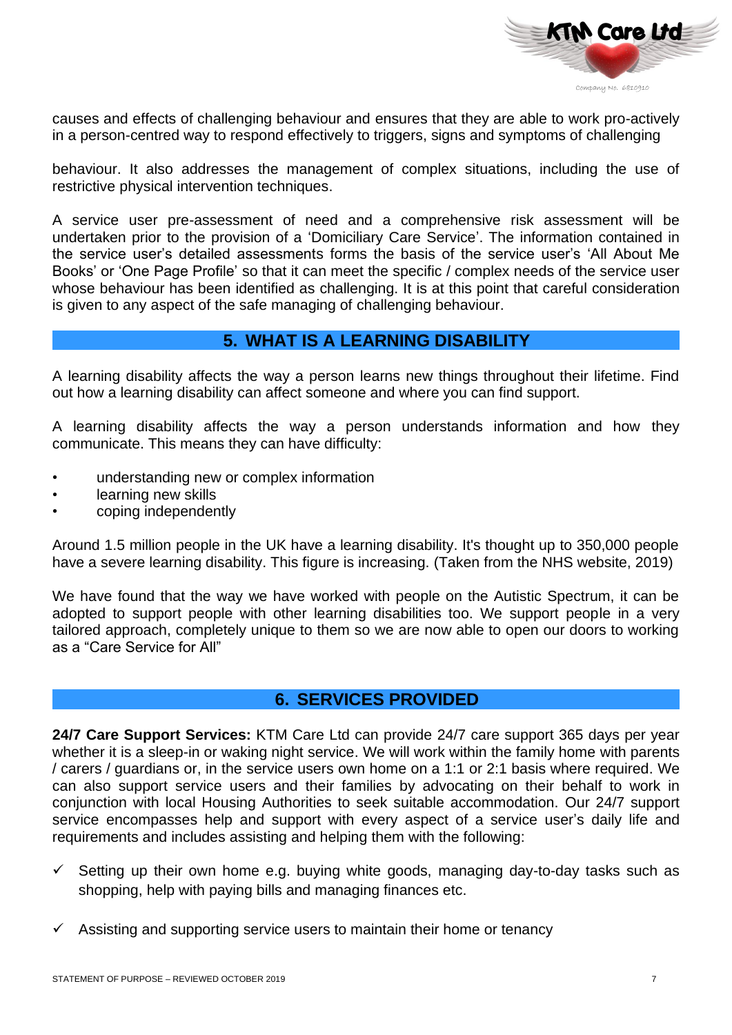causes and effects of challenging behaviour and ensures that they are able to work pro-actively in a person-centred way to respond effectively to triggers, signs and symptoms of challenging

behaviour. It also addresses the management of complex situations, including the use of restrictive physical intervention techniques.

A service user pre-assessment of need and a comprehensive risk assessment will be undertaken prior to the provision of a 'Domiciliary Care Service'. The information contained in the service user's detailed assessments forms the basis of the service user's 'All About Me Books' or 'One Page Profile' so that it can meet the specific / complex needs of the service user whose behaviour has been identified as challenging. It is at this point that careful consideration is given to any aspect of the safe managing of challenging behaviour.

## 5. WHAT IS A LEARNING DISABILITY

A learning disability affects the way a person learns new things throughout their lifetime. Find out how a learning disability can affect someone and where you can find support.

A learning disability affects the way a person understands information and how they communicate. This means they can have difficulty:

- understanding new or complex information
- learning new skills
- coping independently

Around 1.5 million people in the UK have a learning disability. It's thought up to 350,000 people have a severe learning disability. This figure is increasing. (Taken from the NHS website, 2019)

We have found that the way we have worked with people on the Autistic Spectrum, it can be adopted to support people with other learning disabilities too. We support people in a very tailored approach, completely unique to them so we are now able to open our doors to working as a "Care Service for All"

## 6. SERVICES PROVIDED

**24/7 Care Support Services:** KTM Care Ltd can provide 24/7 care support 365 days per year whether it is a sleep-in or waking night service. We will work within the family home with parents / carers / guardians or, in the service users own home on a 1:1 or 2:1 basis where required. We can also support service users and their families by advocating on their behalf to work in conjunction with local Housing Authorities to seek suitable accommodation. Our 24/7 support service encompasses help and support with every aspect of a service user's daily life and requirements and includes assisting and helping them with the following:

- ✓ Setting up their own home e.g. buying white goods, managing day-to-day tasks such as shopping, help with paying bills and managing finances etc.
- ✓ Assisting and supporting service users to maintain their home or tenancy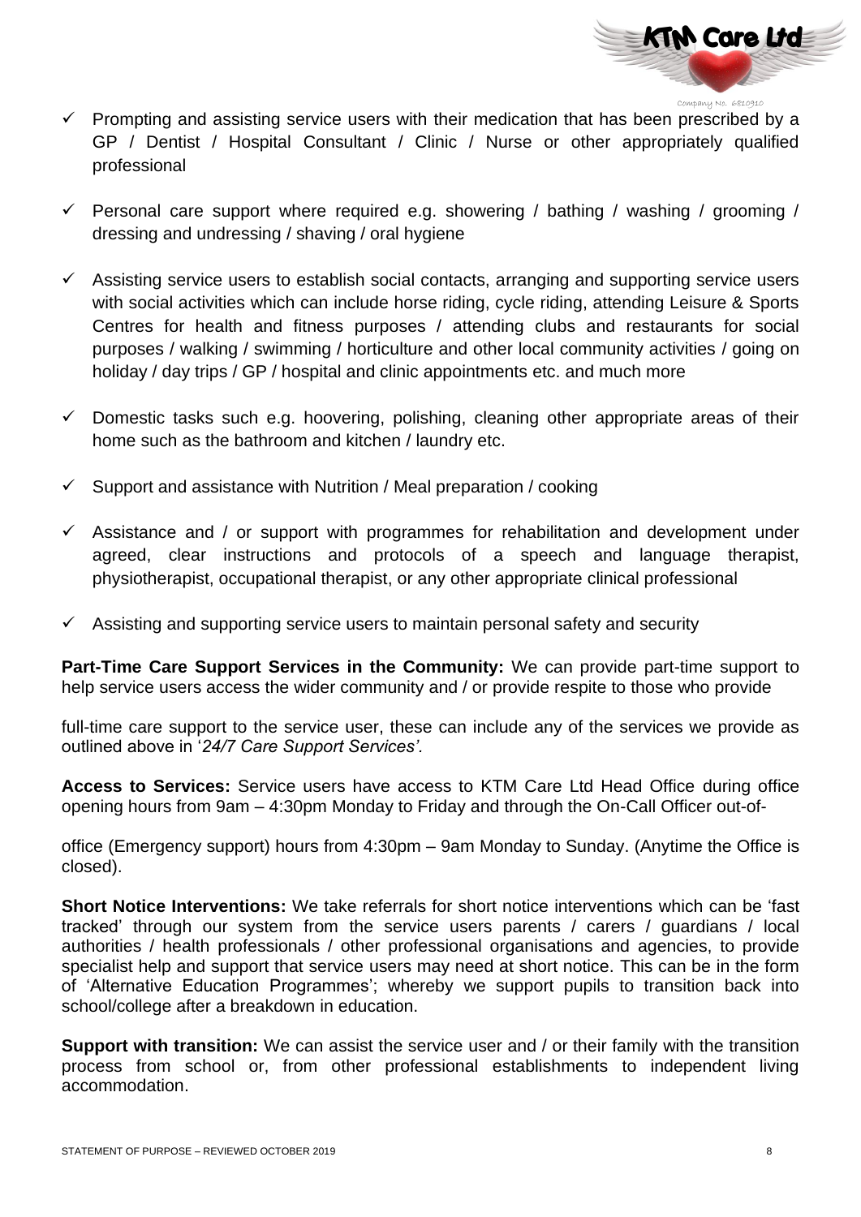- ✓ Prompting and assisting service users with their medication that has been prescribed by a GP / Dentist / Hospital Consultant / Clinic / Nurse or other appropriately qualified professional

- ✓ Personal care support where required e.g. showering / bathing / washing / grooming / dressing and undressing / shaving / oral hygiene

- ✓ Assisting service users to establish social contacts, arranging and supporting service users with social activities which can include horse riding, cycle riding, attending Leisure & Sports Centres for health and fitness purposes / attending clubs and restaurants for social purposes / walking / swimming / horticulture and other local community activities / going on holiday / day trips / GP / hospital and clinic appointments etc. and much more

- ✓ Domestic tasks such e.g. hoovering, polishing, cleaning other appropriate areas of their home such as the bathroom and kitchen / laundry etc.

- ✓ Support and assistance with Nutrition / Meal preparation / cooking

- ✓ Assistance and / or support with programmes for rehabilitation and development under agreed, clear instructions and protocols of a speech and language therapist, physiotherapist, occupational therapist, or any other appropriate clinical professional

- ✓ Assisting and supporting service users to maintain personal safety and security

**Part-Time Care Support Services in the Community:** We can provide part-time support to help service users access the wider community and / or provide respite to those who provide full-time care support to the service user, these can include any of the services we provide as outlined above in '*24/7 Care Support Services'.*

**Access to Services:** Service users have access to KTM Care Ltd Head Office during office opening hours from 9am – 4:30pm Monday to Friday and through the On-Call Officer out-of-office (Emergency support) hours from 4:30pm – 9am Monday to Sunday. (Anytime the Office is closed).

**Short Notice Interventions:** We take referrals for short notice interventions which can be 'fast tracked' through our system from the service users parents / carers / guardians / local authorities / health professionals / other professional organisations and agencies, to provide specialist help and support that service users may need at short notice. This can be in the form of 'Alternative Education Programmes'; whereby we support pupils to transition back into school/college after a breakdown in education.

**Support with transition:** We can assist the service user and / or their family with the transition process from school or, from other professional establishments to independent living accommodation.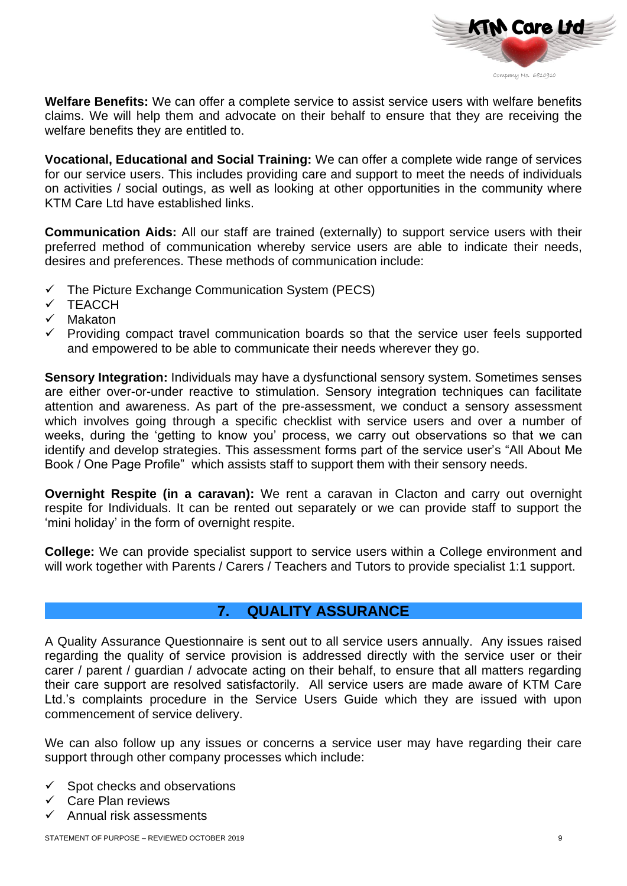**Welfare Benefits:** We can offer a complete service to assist service users with welfare benefits claims. We will help them and advocate on their behalf to ensure that they are receiving the welfare benefits they are entitled to.

**Vocational, Educational and Social Training:** We can offer a complete wide range of services for our service users. This includes providing care and support to meet the needs of individuals on activities / social outings, as well as looking at other opportunities in the community where KTM Care Ltd have established links.

**Communication Aids:** All our staff are trained (externally) to support service users with their preferred method of communication whereby service users are able to indicate their needs, desires and preferences. These methods of communication include:

- ✓ The Picture Exchange Communication System (PECS)
- ✓ TEACCH
- ✓ Makaton
- ✓ Providing compact travel communication boards so that the service user feels supported and empowered to be able to communicate their needs wherever they go.

**Sensory Integration:** Individuals may have a dysfunctional sensory system. Sometimes senses are either over-or-under reactive to stimulation. Sensory integration techniques can facilitate attention and awareness. As part of the pre-assessment, we conduct a sensory assessment which involves going through a specific checklist with service users and over a number of weeks, during the 'getting to know you' process, we carry out observations so that we can identify and develop strategies. This assessment forms part of the service user's "All About Me Book / One Page Profile" which assists staff to support them with their sensory needs.

**Overnight Respite (in a caravan):** We rent a caravan in Clacton and carry out overnight respite for Individuals. It can be rented out separately or we can provide staff to support the 'mini holiday' in the form of overnight respite.

**College:** We can provide specialist support to service users within a College environment and will work together with Parents / Carers / Teachers and Tutors to provide specialist 1:1 support.

## 7. QUALITY ASSURANCE

A Quality Assurance Questionnaire is sent out to all service users annually. Any issues raised regarding the quality of service provision is addressed directly with the service user or their carer / parent / guardian / advocate acting on their behalf, to ensure that all matters regarding their care support are resolved satisfactorily. All service users are made aware of KTM Care Ltd.'s complaints procedure in the Service Users Guide which they are issued with upon commencement of service delivery.

We can also follow up any issues or concerns a service user may have regarding their care support through other company processes which include:

- ✓ Spot checks and observations
- ✓ Care Plan reviews
- ✓ Annual risk assessments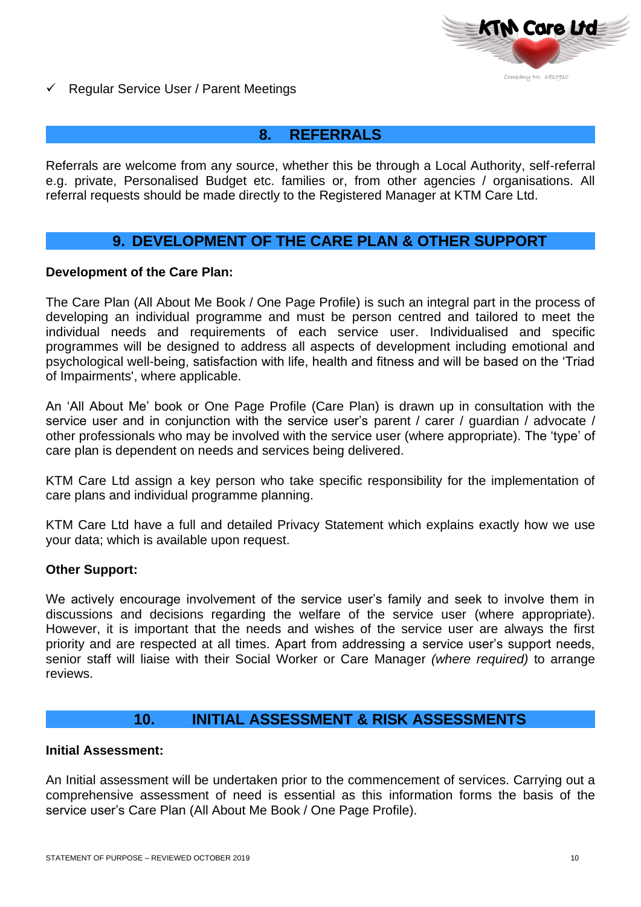- ✓ Regular Service User / Parent Meetings

## 8. REFERRALS

Referrals are welcome from any source, whether this be through a Local Authority, self-referral e.g. private, Personalised Budget etc. families or, from other agencies / organisations. All referral requests should be made directly to the Registered Manager at KTM Care Ltd.

## 9. DEVELOPMENT OF THE CARE PLAN & OTHER SUPPORT

**Development of the Care Plan:**

The Care Plan (All About Me Book / One Page Profile) is such an integral part in the process of developing an individual programme and must be person centred and tailored to meet the individual needs and requirements of each service user. Individualised and specific programmes will be designed to address all aspects of development including emotional and psychological well-being, satisfaction with life, health and fitness and will be based on the 'Triad of Impairments', where applicable.

An 'All About Me' book or One Page Profile (Care Plan) is drawn up in consultation with the service user and in conjunction with the service user's parent / carer / guardian / advocate / other professionals who may be involved with the service user (where appropriate). The 'type' of care plan is dependent on needs and services being delivered.

KTM Care Ltd assign a key person who take specific responsibility for the implementation of care plans and individual programme planning.

KTM Care Ltd have a full and detailed Privacy Statement which explains exactly how we use your data; which is available upon request.

**Other Support:**

We actively encourage involvement of the service user's family and seek to involve them in discussions and decisions regarding the welfare of the service user (where appropriate). However, it is important that the needs and wishes of the service user are always the first priority and are respected at all times. Apart from addressing a service user's support needs, senior staff will liaise with their Social Worker or Care Manager *(where required)* to arrange reviews.

## 10. INITIAL ASSESSMENT & RISK ASSESSMENTS

**Initial Assessment:**

An Initial assessment will be undertaken prior to the commencement of services. Carrying out a comprehensive assessment of need is essential as this information forms the basis of the service user's Care Plan (All About Me Book / One Page Profile).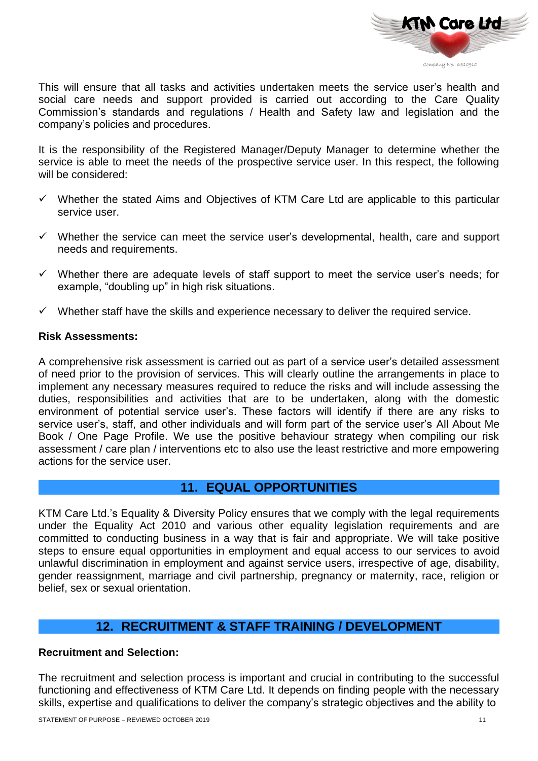This will ensure that all tasks and activities undertaken meets the service user's health and social care needs and support provided is carried out according to the Care Quality Commission's standards and regulations / Health and Safety law and legislation and the company's policies and procedures.

It is the responsibility of the Registered Manager/Deputy Manager to determine whether the service is able to meet the needs of the prospective service user. In this respect, the following will be considered:

- ✓ Whether the stated Aims and Objectives of KTM Care Ltd are applicable to this particular service user.
- ✓ Whether the service can meet the service user's developmental, health, care and support needs and requirements.
- ✓ Whether there are adequate levels of staff support to meet the service user's needs; for example, "doubling up" in high risk situations.
- ✓ Whether staff have the skills and experience necessary to deliver the required service.

**Risk Assessments:**

A comprehensive risk assessment is carried out as part of a service user's detailed assessment of need prior to the provision of services. This will clearly outline the arrangements in place to implement any necessary measures required to reduce the risks and will include assessing the duties, responsibilities and activities that are to be undertaken, along with the domestic environment of potential service user's. These factors will identify if there are any risks to service user's, staff, and other individuals and will form part of the service user's All About Me Book / One Page Profile. We use the positive behaviour strategy when compiling our risk assessment / care plan / interventions etc to also use the least restrictive and more empowering actions for the service user.

## 11. EQUAL OPPORTUNITIES

KTM Care Ltd.'s Equality & Diversity Policy ensures that we comply with the legal requirements under the Equality Act 2010 and various other equality legislation requirements and are committed to conducting business in a way that is fair and appropriate. We will take positive steps to ensure equal opportunities in employment and equal access to our services to avoid unlawful discrimination in employment and against service users, irrespective of age, disability, gender reassignment, marriage and civil partnership, pregnancy or maternity, race, religion or belief, sex or sexual orientation.

## 12. RECRUITMENT & STAFF TRAINING / DEVELOPMENT

**Recruitment and Selection:**

The recruitment and selection process is important and crucial in contributing to the successful functioning and effectiveness of KTM Care Ltd. It depends on finding people with the necessary skills, expertise and qualifications to deliver the company's strategic objectives and the ability to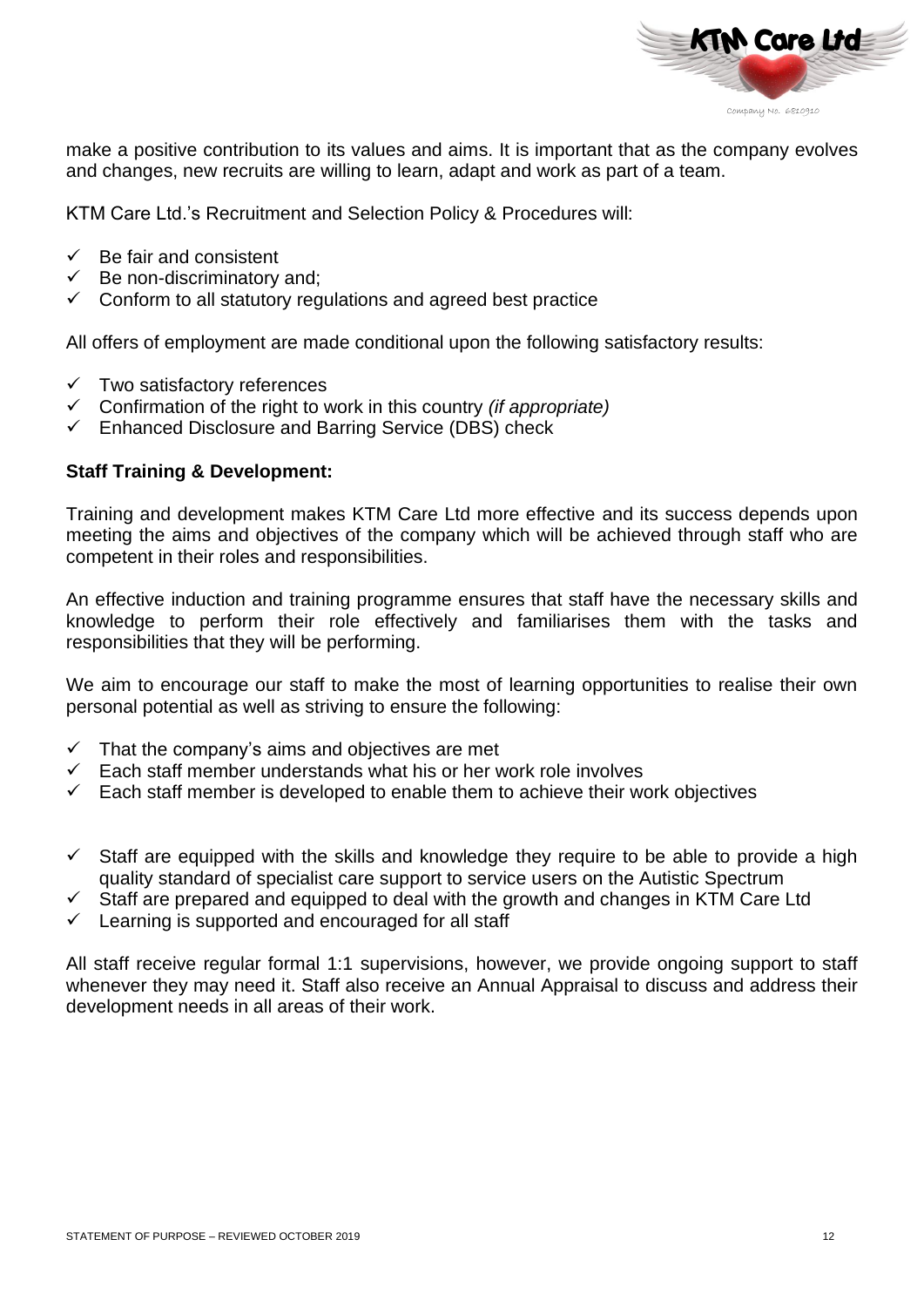make a positive contribution to its values and aims. It is important that as the company evolves and changes, new recruits are willing to learn, adapt and work as part of a team.

KTM Care Ltd.'s Recruitment and Selection Policy & Procedures will:

- ✓ Be fair and consistent
- ✓ Be non-discriminatory and;
- ✓ Conform to all statutory regulations and agreed best practice

All offers of employment are made conditional upon the following satisfactory results:

- ✓ Two satisfactory references
- ✓ Confirmation of the right to work in this country *(if appropriate)*
- ✓ Enhanced Disclosure and Barring Service (DBS) check

**Staff Training & Development:**

Training and development makes KTM Care Ltd more effective and its success depends upon meeting the aims and objectives of the company which will be achieved through staff who are competent in their roles and responsibilities.

An effective induction and training programme ensures that staff have the necessary skills and knowledge to perform their role effectively and familiarises them with the tasks and responsibilities that they will be performing.

We aim to encourage our staff to make the most of learning opportunities to realise their own personal potential as well as striving to ensure the following:

- ✓ That the company's aims and objectives are met
- ✓ Each staff member understands what his or her work role involves
- ✓ Each staff member is developed to enable them to achieve their work objectives

- ✓ Staff are equipped with the skills and knowledge they require to be able to provide a high quality standard of specialist care support to service users on the Autistic Spectrum
- ✓ Staff are prepared and equipped to deal with the growth and changes in KTM Care Ltd
- ✓ Learning is supported and encouraged for all staff

All staff receive regular formal 1:1 supervisions, however, we provide ongoing support to staff whenever they may need it. Staff also receive an Annual Appraisal to discuss and address their development needs in all areas of their work.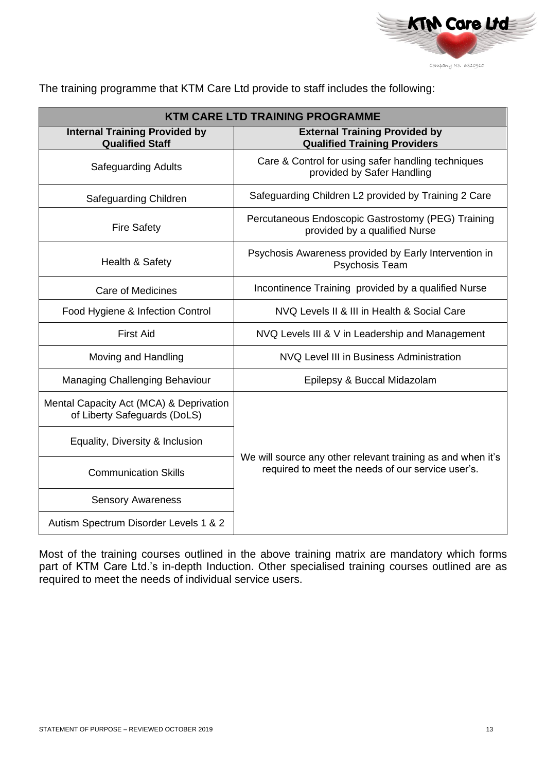The training programme that KTM Care Ltd provide to staff includes the following:

| KTM CARE LTD TRAINING PROGRAMME | |
|---|---|
| **Internal Training Provided by Qualified Staff** | **External Training Provided by Qualified Training Providers** |
| Safeguarding Adults | Care & Control for using safer handling techniques provided by Safer Handling |
| Safeguarding Children | Safeguarding Children L2 provided by Training 2 Care |
| Fire Safety | Percutaneous Endoscopic Gastrostomy (PEG) Training provided by a qualified Nurse |
| Health & Safety | Psychosis Awareness provided by Early Intervention in Psychosis Team |
| Care of Medicines | Incontinence Training provided by a qualified Nurse |
| Food Hygiene & Infection Control | NVQ Levels II & III in Health & Social Care |
| First Aid | NVQ Levels III & V in Leadership and Management |
| Moving and Handling | NVQ Level III in Business Administration |
| Managing Challenging Behaviour | Epilepsy & Buccal Midazolam |
| Mental Capacity Act (MCA) & Deprivation of Liberty Safeguards (DoLS) | We will source any other relevant training as and when it's required to meet the needs of our service user's. |
| Equality, Diversity & Inclusion | |
| Communication Skills | |
| Sensory Awareness | |
| Autism Spectrum Disorder Levels 1 & 2 | |

Most of the training courses outlined in the above training matrix are mandatory which forms part of KTM Care Ltd.'s in-depth Induction. Other specialised training courses outlined are as required to meet the needs of individual service users.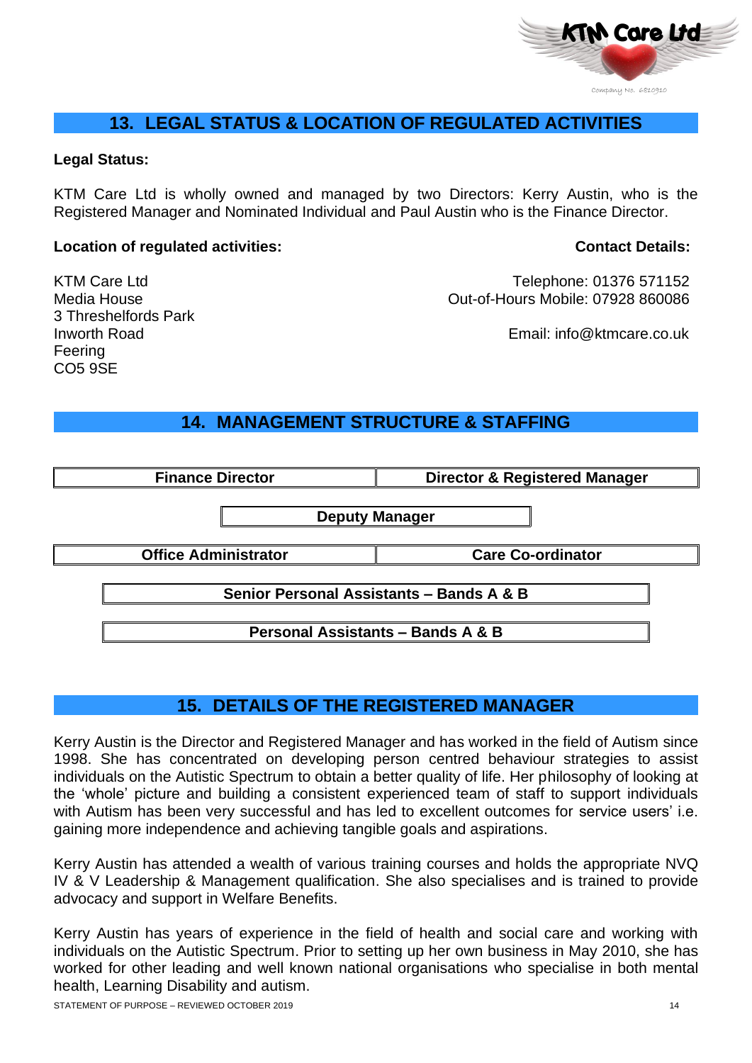## 13. LEGAL STATUS & LOCATION OF REGULATED ACTIVITIES

**Legal Status:**

KTM Care Ltd is wholly owned and managed by two Directors: Kerry Austin, who is the Registered Manager and Nominated Individual and Paul Austin who is the Finance Director.

**Location of regulated activities:**

KTM Care Ltd
Media House
3 Threshelfords Park
Inworth Road
Feering
CO5 9SE

**Contact Details:**

Telephone: 01376 571152
Out-of-Hours Mobile: 07928 860086

Email: info@ktmcare.co.uk

## 14. MANAGEMENT STRUCTURE & STAFFING

| Finance Director | Director & Registered Manager |
|---|---|

| Deputy Manager |
|---|

| Office Administrator | Care Co-ordinator |
|---|---|

| Senior Personal Assistants – Bands A & B |
|---|

| Personal Assistants – Bands A & B |
|---|

## 15. DETAILS OF THE REGISTERED MANAGER

Kerry Austin is the Director and Registered Manager and has worked in the field of Autism since 1998. She has concentrated on developing person centred behaviour strategies to assist individuals on the Autistic Spectrum to obtain a better quality of life. Her philosophy of looking at the 'whole' picture and building a consistent experienced team of staff to support individuals with Autism has been very successful and has led to excellent outcomes for service users' i.e. gaining more independence and achieving tangible goals and aspirations.

Kerry Austin has attended a wealth of various training courses and holds the appropriate NVQ IV & V Leadership & Management qualification. She also specialises and is trained to provide advocacy and support in Welfare Benefits.

Kerry Austin has years of experience in the field of health and social care and working with individuals on the Autistic Spectrum. Prior to setting up her own business in May 2010, she has worked for other leading and well known national organisations who specialise in both mental health, Learning Disability and autism.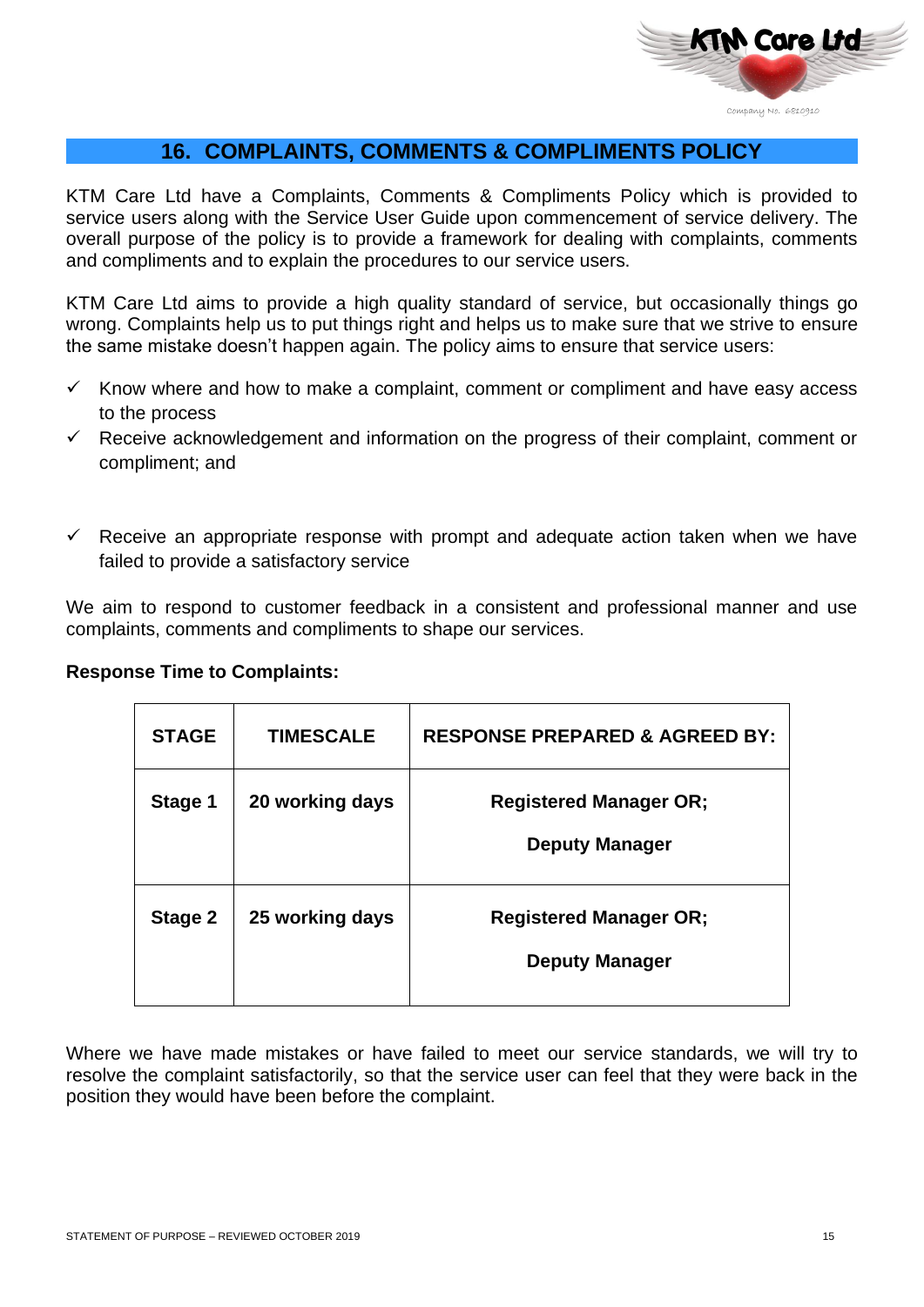## 16. COMPLAINTS, COMMENTS & COMPLIMENTS POLICY

KTM Care Ltd have a Complaints, Comments & Compliments Policy which is provided to service users along with the Service User Guide upon commencement of service delivery. The overall purpose of the policy is to provide a framework for dealing with complaints, comments and compliments and to explain the procedures to our service users.

KTM Care Ltd aims to provide a high quality standard of service, but occasionally things go wrong. Complaints help us to put things right and helps us to make sure that we strive to ensure the same mistake doesn't happen again. The policy aims to ensure that service users:

- ✓ Know where and how to make a complaint, comment or compliment and have easy access to the process
- ✓ Receive acknowledgement and information on the progress of their complaint, comment or compliment; and
- ✓ Receive an appropriate response with prompt and adequate action taken when we have failed to provide a satisfactory service

We aim to respond to customer feedback in a consistent and professional manner and use complaints, comments and compliments to shape our services.

**Response Time to Complaints:**

| STAGE | TIMESCALE | RESPONSE PREPARED & AGREED BY: |
|---|---|---|
| **Stage 1** | **20 working days** | **Registered Manager OR; Deputy Manager** |
| **Stage 2** | **25 working days** | **Registered Manager OR; Deputy Manager** |

Where we have made mistakes or have failed to meet our service standards, we will try to resolve the complaint satisfactorily, so that the service user can feel that they were back in the position they would have been before the complaint.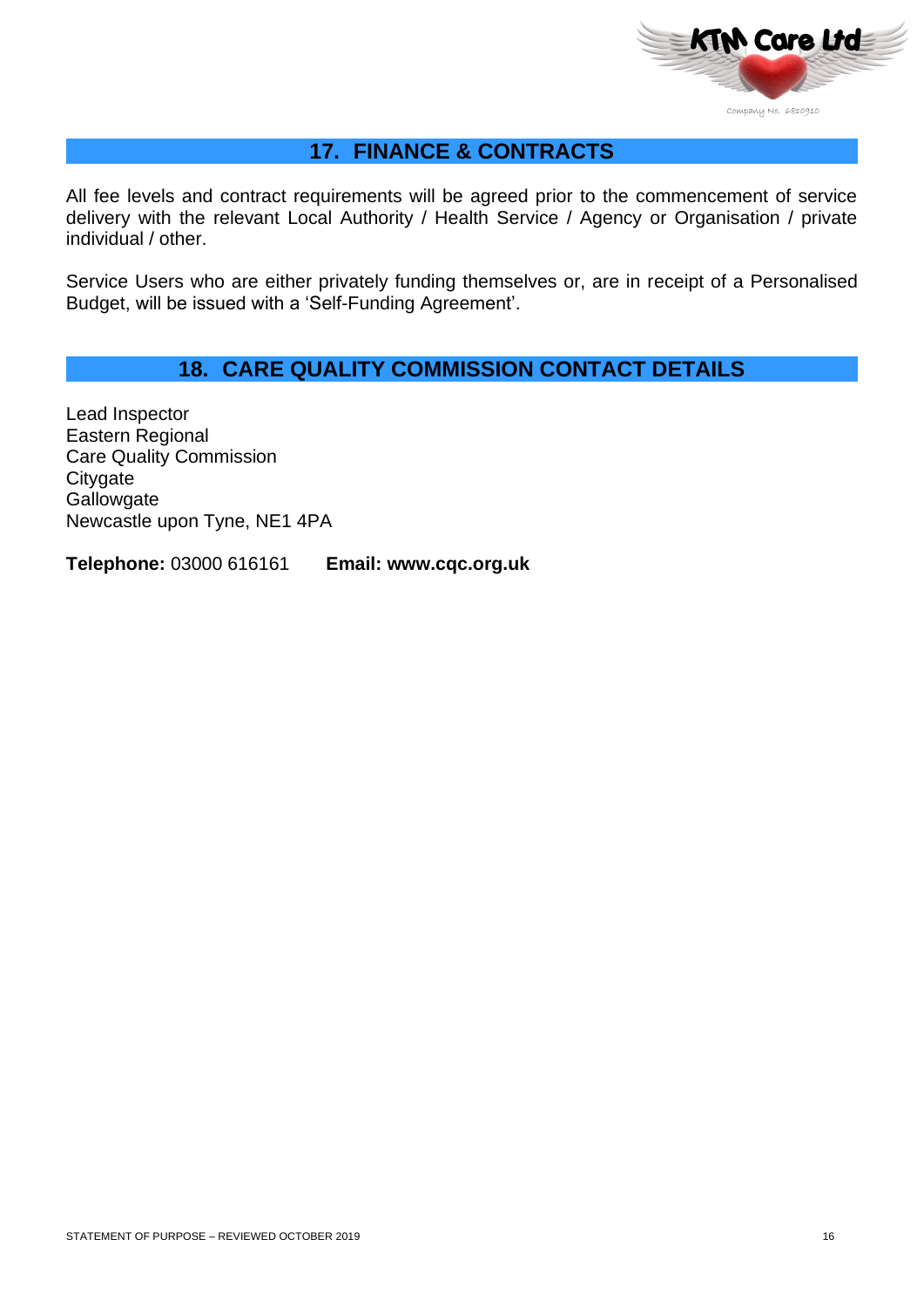## 17. FINANCE & CONTRACTS

All fee levels and contract requirements will be agreed prior to the commencement of service delivery with the relevant Local Authority / Health Service / Agency or Organisation / private individual / other.

Service Users who are either privately funding themselves or, are in receipt of a Personalised Budget, will be issued with a 'Self-Funding Agreement'.

## 18. CARE QUALITY COMMISSION CONTACT DETAILS

Lead Inspector
Eastern Regional
Care Quality Commission
Citygate
Gallowgate
Newcastle upon Tyne, NE1 4PA

**Telephone:** 03000 616161 **Email: www.cqc.org.uk**